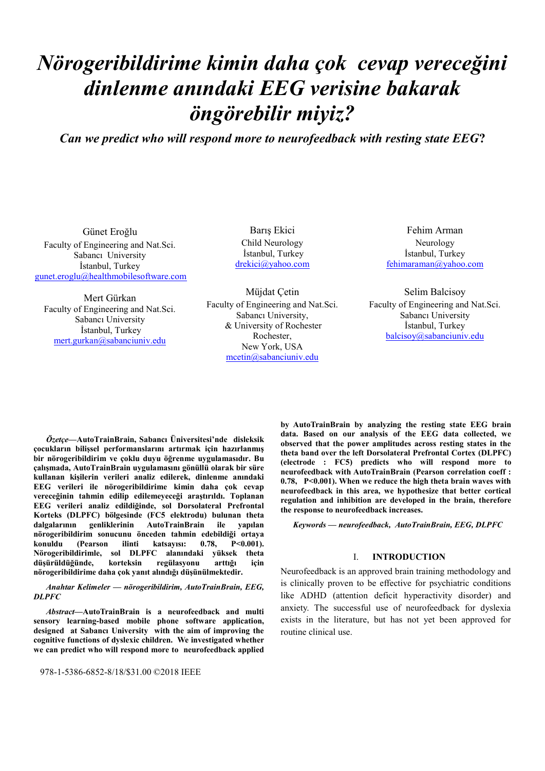# *Nörogeribildirime kimin daha çok cevap vereceğini dinlenme anındaki EEG verisine bakarak öngörebilir miyiz?*

***Can we predict who will respond more to neurofeedback with resting state EEG?***

Günet Eroğlu
Faculty of Engineering and Nat.Sci.
Sabancı University
İstanbul, Turkey
gunet.eroglu@healthmobilesoftware.com

Barış Ekici
Child Neurology
İstanbul, Turkey
drekici@yahoo.com

Fehim Arman
Neurology
İstanbul, Turkey
fehimaraman@yahoo.com

Mert Gürkan
Faculty of Engineering and Nat.Sci.
Sabancı University
İstanbul, Turkey
mert.gurkan@sabanciuniv.edu

Müjdat Çetin
Faculty of Engineering and Nat.Sci.
Sabancı University,
& University of Rochester
Rochester,
New York, USA
mcetin@sabanciuniv.edu

Selim Balcisoy
Faculty of Engineering and Nat.Sci.
Sabancı University
İstanbul, Turkey
balcisoy@sabanciuniv.edu

***Özetçe*—AutoTrainBrain, Sabancı Üniversitesi'nde disleksik çocukların bilişsel performanslarını artırmak için hazırlanmış bir nörogeribildirim ve çoklu duyu öğrenme uygulamasıdır. Bu çalışmada, AutoTrainBrain uygulamasını gönüllü olarak bir süre kullanan kişilerin verileri analiz edilerek, dinlenme anındaki EEG verileri ile nörogeribildirime kimin daha çok cevap vereceğinin tahmin edilip edilemeyeceği araştırıldı. Toplanan EEG verileri analiz edildiğinde, sol Dorsolateral Prefrontal Korteks (DLPFC) bölgesinde (FC5 elektrodu) bulunan theta dalgalarının genliklerinin AutoTrainBrain ile yapılan nörogeribildirim sonucunu önceden tahmin edebildiği ortaya konuldu (Pearson ilinti katsayısı: 0.78, P<0.001). Nörogeribildirimle, sol DLPFC alanındaki yüksek theta düşürüldüğünde, korteksin regülasyonu arttığı için nörogeribildirime daha çok yanıt alındığı düşünülmektedir.**

***Anahtar Kelimeler — nörogeribildirim, AutoTrainBrain, EEG, DLPFC***

***Abstract*—AutoTrainBrain is a neurofeedback and multi sensory learning-based mobile phone software application, designed at Sabancı University with the aim of improving the cognitive functions of dyslexic children. We investigated whether we can predict who will respond more to neurofeedback applied by AutoTrainBrain by analyzing the resting state EEG brain data. Based on our analysis of the EEG data collected, we observed that the power amplitudes across resting states in the theta band over the left Dorsolateral Prefrontal Cortex (DLPFC) (electrode : FC5) predicts who will respond more to neurofeedback with AutoTrainBrain (Pearson correlation coeff : 0.78, P<0.001). When we reduce the high theta brain waves with neurofeedback in this area, we hypothesize that better cortical regulation and inhibition are developed in the brain, therefore the response to neurofeedback increases.**

***Keywords — neurofeedback, AutoTrainBrain, EEG, DLPFC***

## I. INTRODUCTION

Neurofeedback is an approved brain training methodology and is clinically proven to be effective for psychiatric conditions like ADHD (attention deficit hyperactivity disorder) and anxiety. The successful use of neurofeedback for dyslexia exists in the literature, but has not yet been approved for routine clinical use.

978-1-5386-6852-8/18/$31.00 ©2018 IEEE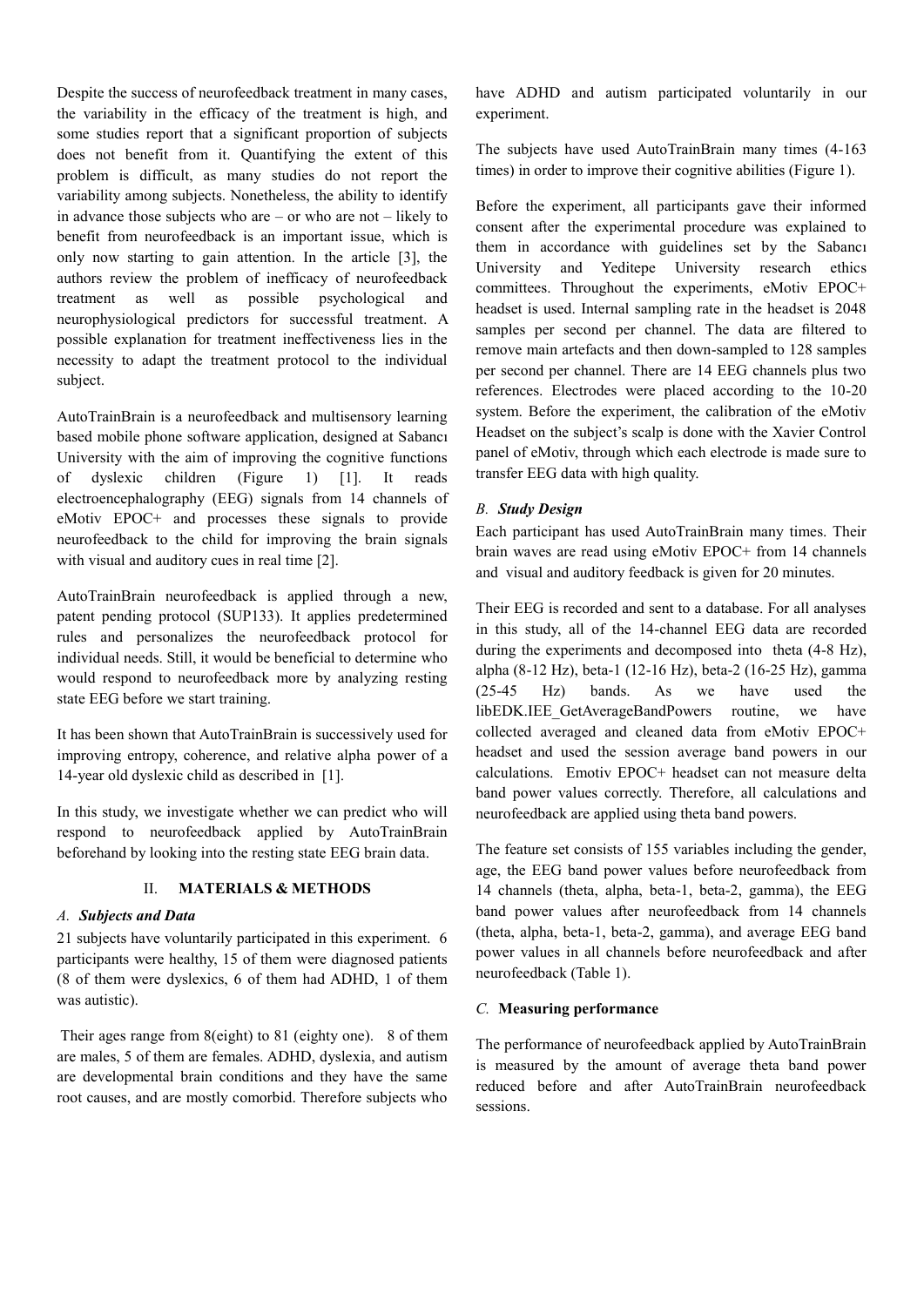Despite the success of neurofeedback treatment in many cases, the variability in the efficacy of the treatment is high, and some studies report that a significant proportion of subjects does not benefit from it. Quantifying the extent of this problem is difficult, as many studies do not report the variability among subjects. Nonetheless, the ability to identify in advance those subjects who are – or who are not – likely to benefit from neurofeedback is an important issue, which is only now starting to gain attention. In the article [3], the authors review the problem of inefficacy of neurofeedback treatment as well as possible psychological and neurophysiological predictors for successful treatment. A possible explanation for treatment ineffectiveness lies in the necessity to adapt the treatment protocol to the individual subject.

AutoTrainBrain is a neurofeedback and multisensory learning based mobile phone software application, designed at Sabancı University with the aim of improving the cognitive functions of dyslexic children (Figure 1) [1]. It reads electroencephalography (EEG) signals from 14 channels of eMotiv EPOC+ and processes these signals to provide neurofeedback to the child for improving the brain signals with visual and auditory cues in real time [2].

AutoTrainBrain neurofeedback is applied through a new, patent pending protocol (SUP133). It applies predetermined rules and personalizes the neurofeedback protocol for individual needs. Still, it would be beneficial to determine who would respond to neurofeedback more by analyzing resting state EEG before we start training.

It has been shown that AutoTrainBrain is successively used for improving entropy, coherence, and relative alpha power of a 14-year old dyslexic child as described in [1].

In this study, we investigate whether we can predict who will respond to neurofeedback applied by AutoTrainBrain beforehand by looking into the resting state EEG brain data.

## II. MATERIALS & METHODS

### A. *Subjects and Data*

21 subjects have voluntarily participated in this experiment. 6 participants were healthy, 15 of them were diagnosed patients (8 of them were dyslexics, 6 of them had ADHD, 1 of them was autistic).

Their ages range from 8(eight) to 81 (eighty one). 8 of them are males, 5 of them are females. ADHD, dyslexia, and autism are developmental brain conditions and they have the same root causes, and are mostly comorbid. Therefore subjects who have ADHD and autism participated voluntarily in our experiment.

The subjects have used AutoTrainBrain many times (4-163 times) in order to improve their cognitive abilities (Figure 1).

Before the experiment, all participants gave their informed consent after the experimental procedure was explained to them in accordance with guidelines set by the Sabancı University and Yeditepe University research ethics committees. Throughout the experiments, eMotiv EPOC+ headset is used. Internal sampling rate in the headset is 2048 samples per second per channel. The data are filtered to remove main artefacts and then down-sampled to 128 samples per second per channel. There are 14 EEG channels plus two references. Electrodes were placed according to the 10-20 system. Before the experiment, the calibration of the eMotiv Headset on the subject's scalp is done with the Xavier Control panel of eMotiv, through which each electrode is made sure to transfer EEG data with high quality.

### B. *Study Design*

Each participant has used AutoTrainBrain many times. Their brain waves are read using eMotiv EPOC+ from 14 channels and visual and auditory feedback is given for 20 minutes.

Their EEG is recorded and sent to a database. For all analyses in this study, all of the 14-channel EEG data are recorded during the experiments and decomposed into theta (4-8 Hz), alpha (8-12 Hz), beta-1 (12-16 Hz), beta-2 (16-25 Hz), gamma (25-45 Hz) bands. As we have used the libEDK.IEE_GetAverageBandPowers routine, we have collected averaged and cleaned data from eMotiv EPOC+ headset and used the session average band powers in our calculations. Emotiv EPOC+ headset can not measure delta band power values correctly. Therefore, all calculations and neurofeedback are applied using theta band powers.

The feature set consists of 155 variables including the gender, age, the EEG band power values before neurofeedback from 14 channels (theta, alpha, beta-1, beta-2, gamma), the EEG band power values after neurofeedback from 14 channels (theta, alpha, beta-1, beta-2, gamma), and average EEG band power values in all channels before neurofeedback and after neurofeedback (Table 1).

### C. **Measuring performance**

The performance of neurofeedback applied by AutoTrainBrain is measured by the amount of average theta band power reduced before and after AutoTrainBrain neurofeedback sessions.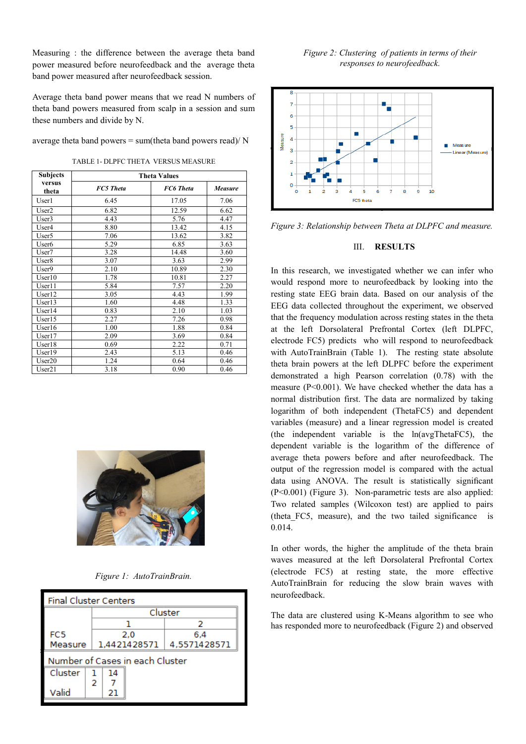Measuring : the difference between the average theta band power measured before neurofeedback and the average theta band power measured after neurofeedback session.

Average theta band power means that we read N numbers of theta band powers measured from scalp in a session and sum these numbers and divide by N.

average theta band powers = sum(theta band powers read)/ N

TABLE 1- DLPFC THETA VERSUS MEASURE

| Subjects versus theta | Theta Values | | |
|---|---|---|---|
| | *FC5 Theta* | *FC6 Theta* | *Measure* |
| User1 | 6.45 | 17.05 | 7.06 |
| User2 | 6.82 | 12.59 | 6.62 |
| User3 | 4.43 | 5.76 | 4.47 |
| User4 | 8.80 | 13.42 | 4.15 |
| User5 | 7.06 | 13.62 | 3.82 |
| User6 | 5.29 | 6.85 | 3.63 |
| User7 | 3.28 | 14.48 | 3.60 |
| User8 | 3.07 | 3.63 | 2.99 |
| User9 | 2.10 | 10.89 | 2.30 |
| User10 | 1.78 | 10.81 | 2.27 |
| User11 | 5.84 | 7.57 | 2.20 |
| User12 | 3.05 | 4.43 | 1.99 |
| User13 | 1.60 | 4.48 | 1.33 |
| User14 | 0.83 | 2.10 | 1.03 |
| User15 | 2.27 | 7.26 | 0.98 |
| User16 | 1.00 | 1.88 | 0.84 |
| User17 | 2.09 | 3.69 | 0.84 |
| User18 | 0.69 | 2.22 | 0.71 |
| User19 | 2.43 | 5.13 | 0.46 |
| User20 | 1.24 | 0.64 | 0.46 |
| User21 | 3.18 | 0.90 | 0.46 |

*Figure 1: AutoTrainBrain.*

| Final Cluster Centers | Cluster | |
|---|---|---|
| | 1 | 2 |
| FC5 | 2,0 | 6,4 |
| Measure | 1,4421428571 | 4,5571428571 |

| Number of Cases in each Cluster | | |
|---|---|---|
| Cluster | 1 | 14 |
| | 2 | 7 |
| Valid | | 21 |

*Figure 2: Clustering of patients in terms of their responses to neurofeedback.*

*Figure 3: Relationship between Theta at DLPFC and measure.*

## III. RESULTS

In this research, we investigated whether we can infer who would respond more to neurofeedback by looking into the resting state EEG brain data. Based on our analysis of the EEG data collected throughout the experiment, we observed that the frequency modulation across resting states in the theta at the left Dorsolateral Prefrontal Cortex (left DLPFC, electrode FC5) predicts who will respond to neurofeedback with AutoTrainBrain (Table 1). The resting state absolute theta brain powers at the left DLPFC before the experiment demonstrated a high Pearson correlation (0.78) with the measure ($P<0.001$). We have checked whether the data has a normal distribution first. The data are normalized by taking logarithm of both independent (ThetaFC5) and dependent variables (measure) and a linear regression model is created (the independent variable is the ln(avgThetaFC5), the dependent variable is the logarithm of the difference of average theta powers before and after neurofeedback. The output of the regression model is compared with the actual data using ANOVA. The result is statistically significant ($P<0.001$) (Figure 3). Non-parametric tests are also applied: Two related samples (Wilcoxon test) are applied to pairs (theta_FC5, measure), and the two tailed significance is 0.014.

In other words, the higher the amplitude of the theta brain waves measured at the left Dorsolateral Prefrontal Cortex (electrode FC5) at resting state, the more effective AutoTrainBrain for reducing the slow brain waves with neurofeedback.

The data are clustered using K-Means algorithm to see who has responded more to neurofeedback (Figure 2) and observed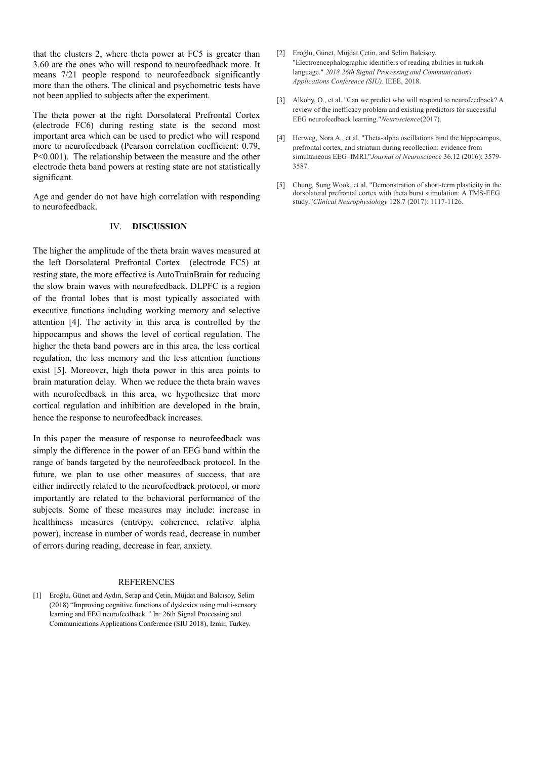that the clusters 2, where theta power at FC5 is greater than 3.60 are the ones who will respond to neurofeedback more. It means 7/21 people respond to neurofeedback significantly more than the others. The clinical and psychometric tests have not been applied to subjects after the experiment.

The theta power at the right Dorsolateral Prefrontal Cortex (electrode FC6) during resting state is the second most important area which can be used to predict who will respond more to neurofeedback (Pearson correlation coefficient: 0.79, $P<0.001$). The relationship between the measure and the other electrode theta band powers at resting state are not statistically significant.

Age and gender do not have high correlation with responding to neurofeedback.

## IV. DISCUSSION

The higher the amplitude of the theta brain waves measured at the left Dorsolateral Prefrontal Cortex (electrode FC5) at resting state, the more effective is AutoTrainBrain for reducing the slow brain waves with neurofeedback. DLPFC is a region of the frontal lobes that is most typically associated with executive functions including working memory and selective attention [4]. The activity in this area is controlled by the hippocampus and shows the level of cortical regulation. The higher the theta band powers are in this area, the less cortical regulation, the less memory and the less attention functions exist [5]. Moreover, high theta power in this area points to brain maturation delay. When we reduce the theta brain waves with neurofeedback in this area, we hypothesize that more cortical regulation and inhibition are developed in the brain, hence the response to neurofeedback increases.

In this paper the measure of response to neurofeedback was simply the difference in the power of an EEG band within the range of bands targeted by the neurofeedback protocol. In the future, we plan to use other measures of success, that are either indirectly related to the neurofeedback protocol, or more importantly are related to the behavioral performance of the subjects. Some of these measures may include: increase in healthiness measures (entropy, coherence, relative alpha power), increase in number of words read, decrease in number of errors during reading, decrease in fear, anxiety.

## REFERENCES

[1] Eroğlu, Günet and Aydın, Serap and Çetin, Müjdat and Balcısoy, Selim (2018) "Improving cognitive functions of dyslexies using multi-sensory learning and EEG neurofeedback." In: 26th Signal Processing and Communications Applications Conference (SIU 2018), Izmir, Turkey.

[2] Eroğlu, Günet, Müjdat Çetin, and Selim Balcisoy. "Electroencephalographic identifiers of reading abilities in turkish language." *2018 26th Signal Processing and Communications Applications Conference (SIU)*. IEEE, 2018.

[3] Alkoby, O., et al. "Can we predict who will respond to neurofeedback? A review of the inefficacy problem and existing predictors for successful EEG neurofeedback learning."*Neuroscience*(2017).

[4] Herweg, Nora A., et al. "Theta-alpha oscillations bind the hippocampus, prefrontal cortex, and striatum during recollection: evidence from simultaneous EEG–fMRI."*Journal of Neuroscience* 36.12 (2016): 3579-3587.

[5] Chung, Sung Wook, et al. "Demonstration of short-term plasticity in the dorsolateral prefrontal cortex with theta burst stimulation: A TMS-EEG study."*Clinical Neurophysiology* 128.7 (2017): 1117-1126.